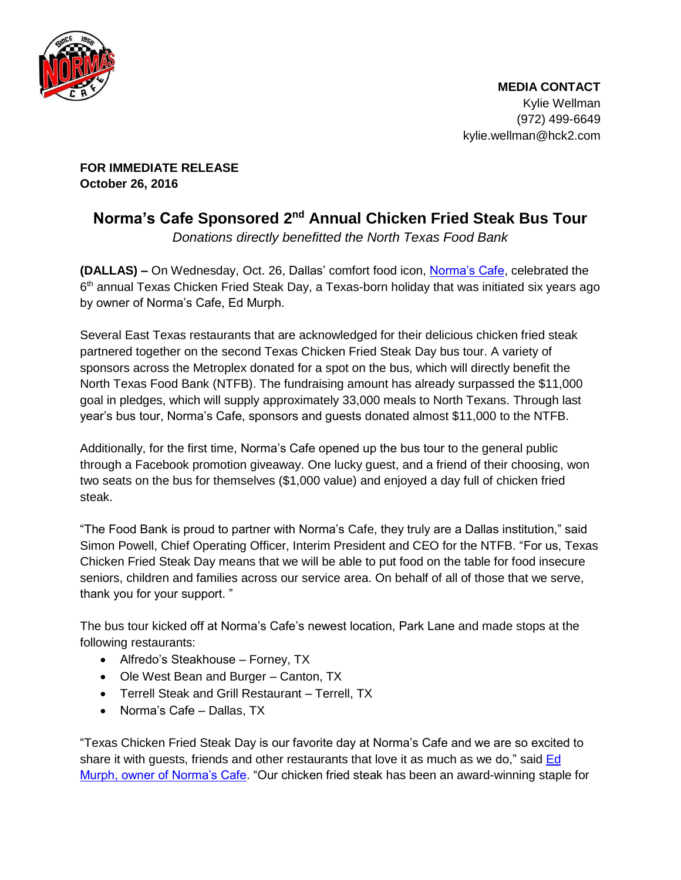**MEDIA CONTACT**
Kylie Wellman
(972) 499-6649
kylie.wellman@hck2.com

**FOR IMMEDIATE RELEASE**
**October 26, 2016**

# Norma's Cafe Sponsored 2nd Annual Chicken Fried Steak Bus Tour

*Donations directly benefitted the North Texas Food Bank*

**(DALLAS) –** On Wednesday, Oct. 26, Dallas' comfort food icon, [Norma's Cafe](), celebrated the 6th annual Texas Chicken Fried Steak Day, a Texas-born holiday that was initiated six years ago by owner of Norma's Cafe, Ed Murph.

Several East Texas restaurants that are acknowledged for their delicious chicken fried steak partnered together on the second Texas Chicken Fried Steak Day bus tour. A variety of sponsors across the Metroplex donated for a spot on the bus, which will directly benefit the North Texas Food Bank (NTFB). The fundraising amount has already surpassed the $11,000 goal in pledges, which will supply approximately 33,000 meals to North Texans. Through last year's bus tour, Norma's Cafe, sponsors and guests donated almost $11,000 to the NTFB.

Additionally, for the first time, Norma's Cafe opened up the bus tour to the general public through a Facebook promotion giveaway. One lucky guest, and a friend of their choosing, won two seats on the bus for themselves ($1,000 value) and enjoyed a day full of chicken fried steak.

"The Food Bank is proud to partner with Norma's Cafe, they truly are a Dallas institution," said Simon Powell, Chief Operating Officer, Interim President and CEO for the NTFB. "For us, Texas Chicken Fried Steak Day means that we will be able to put food on the table for food insecure seniors, children and families across our service area. On behalf of all of those that we serve, thank you for your support. "

The bus tour kicked off at Norma's Cafe's newest location, Park Lane and made stops at the following restaurants:

- Alfredo's Steakhouse – Forney, TX
- Ole West Bean and Burger – Canton, TX
- Terrell Steak and Grill Restaurant – Terrell, TX
- Norma's Cafe – Dallas, TX

"Texas Chicken Fried Steak Day is our favorite day at Norma's Cafe and we are so excited to share it with guests, friends and other restaurants that love it as much as we do," said [Ed Murph, owner of Norma's Cafe](). "Our chicken fried steak has been an award-winning staple for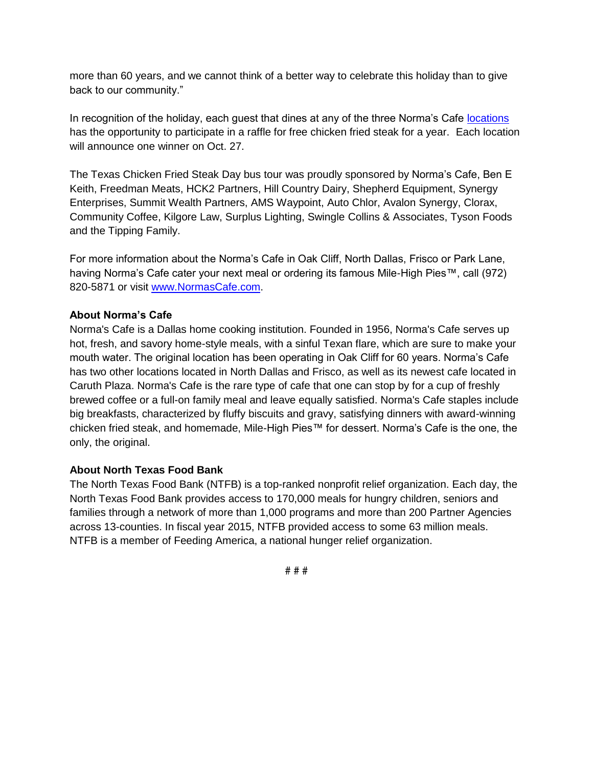more than 60 years, and we cannot think of a better way to celebrate this holiday than to give back to our community."

In recognition of the holiday, each guest that dines at any of the three Norma's Cafe locations has the opportunity to participate in a raffle for free chicken fried steak for a year. Each location will announce one winner on Oct. 27.

The Texas Chicken Fried Steak Day bus tour was proudly sponsored by Norma's Cafe, Ben E Keith, Freedman Meats, HCK2 Partners, Hill Country Dairy, Shepherd Equipment, Synergy Enterprises, Summit Wealth Partners, AMS Waypoint, Auto Chlor, Avalon Synergy, Clorax, Community Coffee, Kilgore Law, Surplus Lighting, Swingle Collins & Associates, Tyson Foods and the Tipping Family.

For more information about the Norma's Cafe in Oak Cliff, North Dallas, Frisco or Park Lane, having Norma's Cafe cater your next meal or ordering its famous Mile-High Pies™, call (972) 820-5871 or visit www.NormasCafe.com.

**About Norma's Cafe**
Norma's Cafe is a Dallas home cooking institution. Founded in 1956, Norma's Cafe serves up hot, fresh, and savory home-style meals, with a sinful Texan flare, which are sure to make your mouth water. The original location has been operating in Oak Cliff for 60 years. Norma's Cafe has two other locations located in North Dallas and Frisco, as well as its newest cafe located in Caruth Plaza. Norma's Cafe is the rare type of cafe that one can stop by for a cup of freshly brewed coffee or a full-on family meal and leave equally satisfied. Norma's Cafe staples include big breakfasts, characterized by fluffy biscuits and gravy, satisfying dinners with award-winning chicken fried steak, and homemade, Mile-High Pies™ for dessert. Norma's Cafe is the one, the only, the original.

**About North Texas Food Bank**
The North Texas Food Bank (NTFB) is a top-ranked nonprofit relief organization. Each day, the North Texas Food Bank provides access to 170,000 meals for hungry children, seniors and families through a network of more than 1,000 programs and more than 200 Partner Agencies across 13-counties. In fiscal year 2015, NTFB provided access to some 63 million meals. NTFB is a member of Feeding America, a national hunger relief organization.

# # #